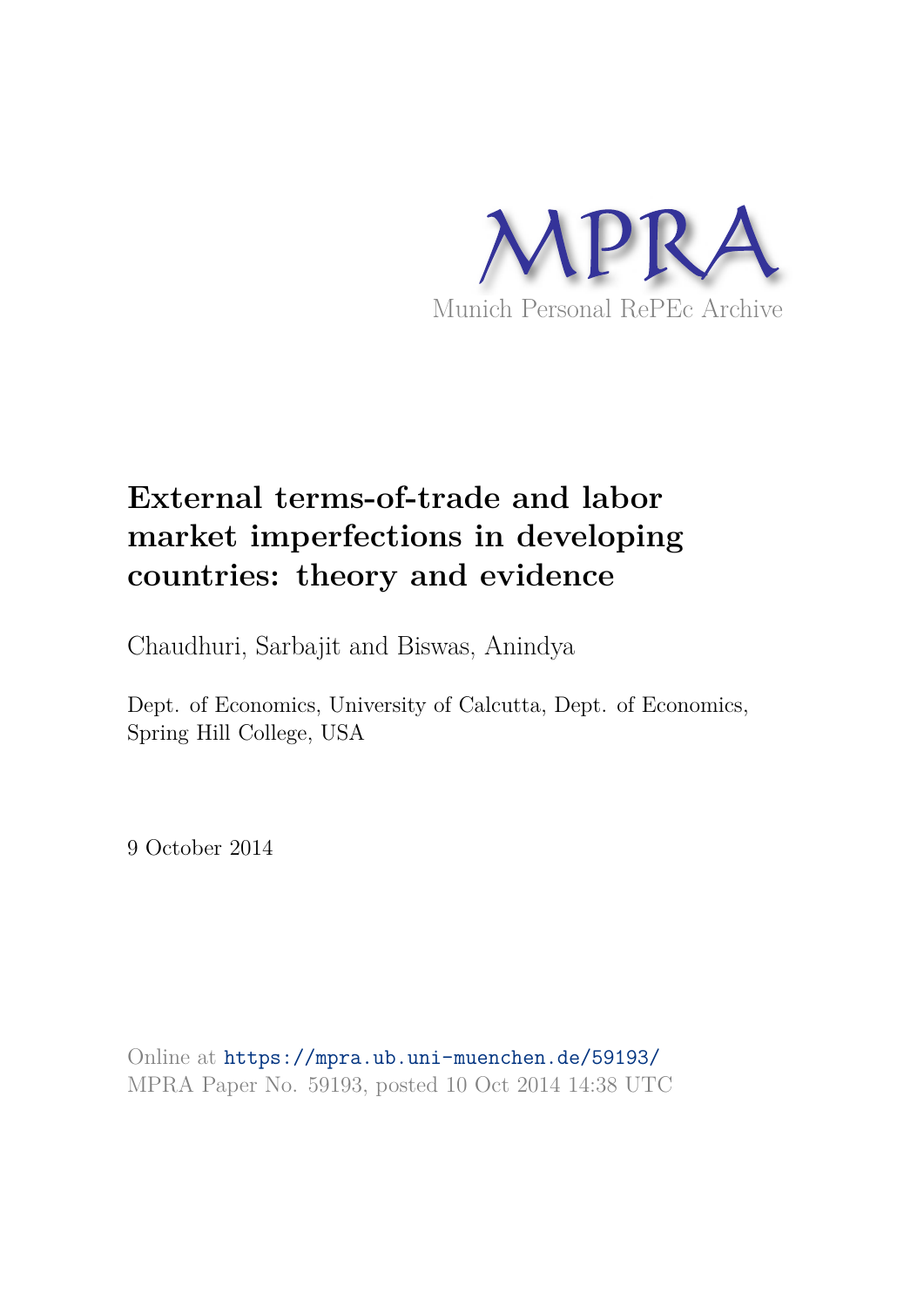MPRA

Munich Personal RePEc Archive

# External terms-of-trade and labor market imperfections in developing countries: theory and evidence

Chaudhuri, Sarbajit and Biswas, Anindya

Dept. of Economics, University of Calcutta, Dept. of Economics, Spring Hill College, USA

9 October 2014

Online at https://mpra.ub.uni-muenchen.de/59193/
MPRA Paper No. 59193, posted 10 Oct 2014 14:38 UTC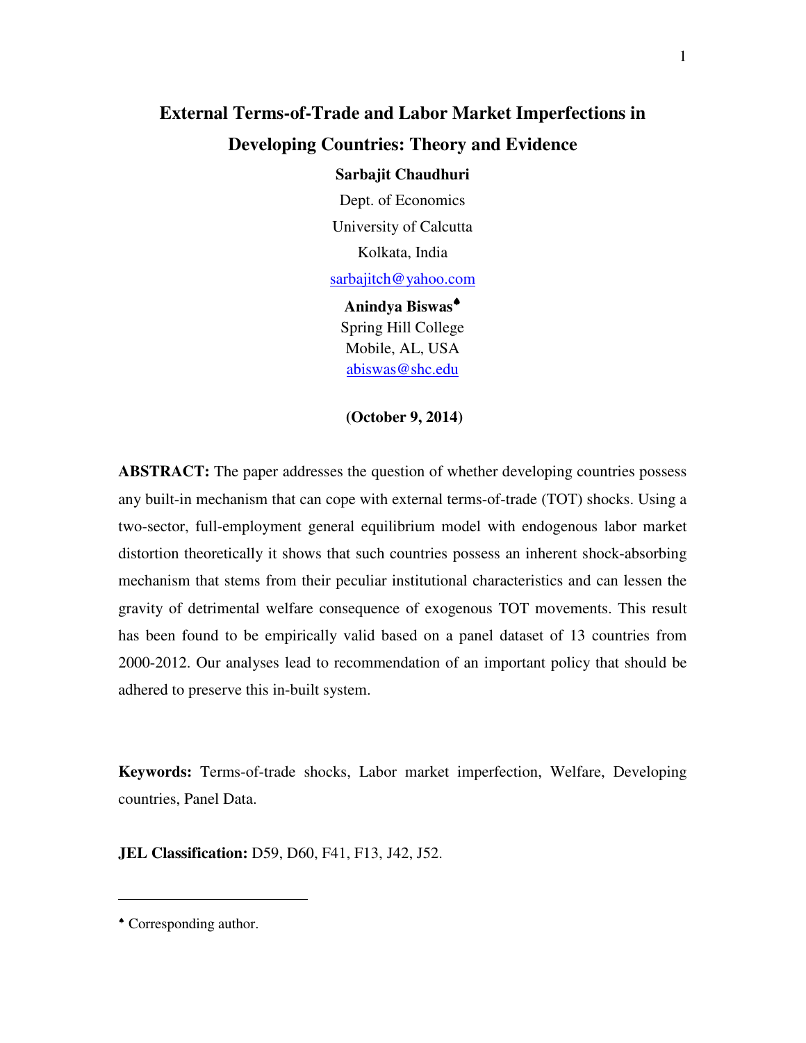# External Terms-of-Trade and Labor Market Imperfections in Developing Countries: Theory and Evidence

**Sarbajit Chaudhuri**

Dept. of Economics

University of Calcutta

Kolkata, India

sarbajitch@yahoo.com

**Anindya Biswas**[♠]

Spring Hill College

Mobile, AL, USA

abiswas@shc.edu

**(October 9, 2014)**

**ABSTRACT:** The paper addresses the question of whether developing countries possess any built-in mechanism that can cope with external terms-of-trade (TOT) shocks. Using a two-sector, full-employment general equilibrium model with endogenous labor market distortion theoretically it shows that such countries possess an inherent shock-absorbing mechanism that stems from their peculiar institutional characteristics and can lessen the gravity of detrimental welfare consequence of exogenous TOT movements. This result has been found to be empirically valid based on a panel dataset of 13 countries from 2000-2012. Our analyses lead to recommendation of an important policy that should be adhered to preserve this in-built system.

**Keywords:** Terms-of-trade shocks, Labor market imperfection, Welfare, Developing countries, Panel Data.

**JEL Classification:** D59, D60, F41, F13, J42, J52.

---

[♠] Corresponding author.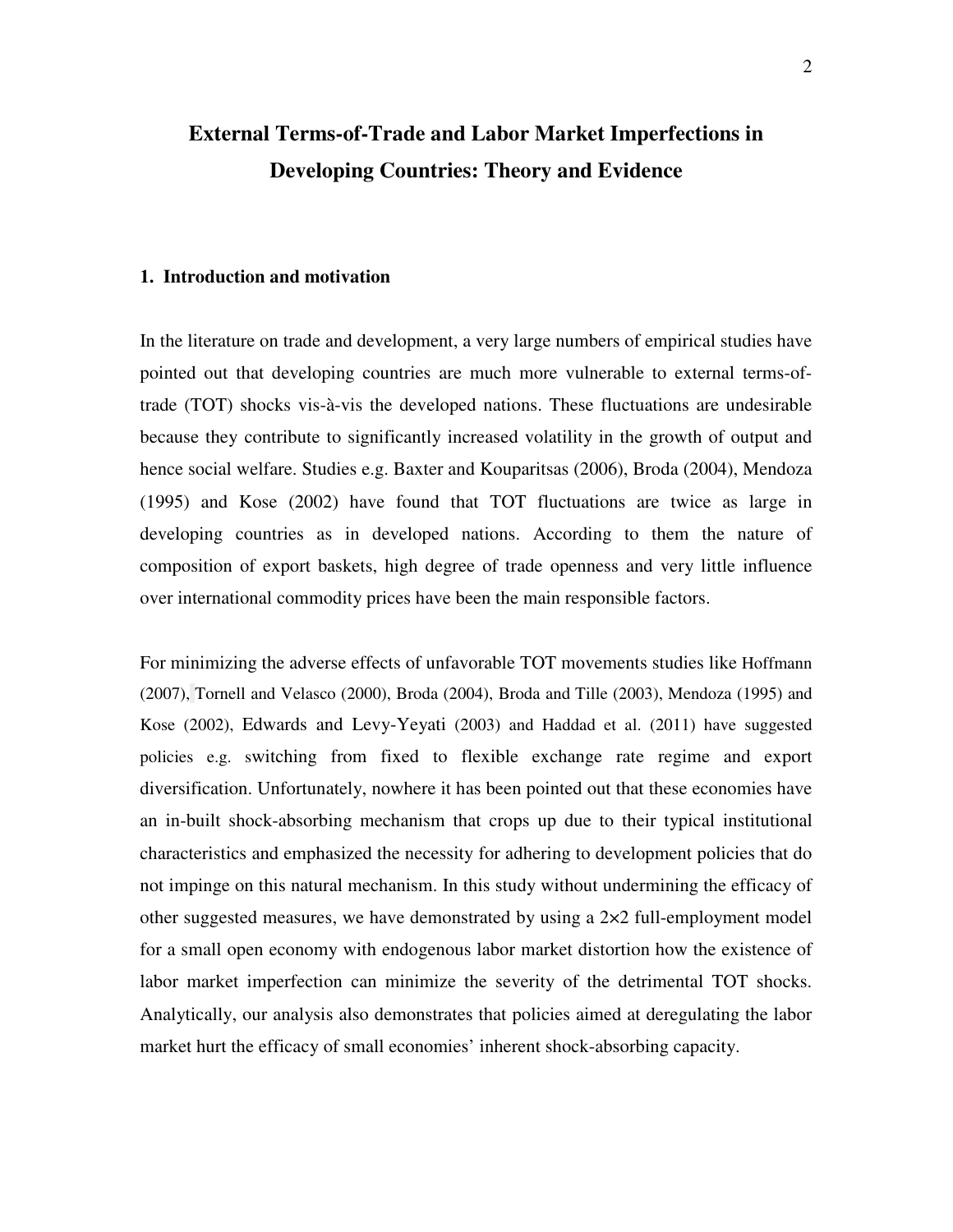# External Terms-of-Trade and Labor Market Imperfections in Developing Countries: Theory and Evidence

## 1. Introduction and motivation

In the literature on trade and development, a very large numbers of empirical studies have pointed out that developing countries are much more vulnerable to external terms-of-trade (TOT) shocks vis-à-vis the developed nations. These fluctuations are undesirable because they contribute to significantly increased volatility in the growth of output and hence social welfare. Studies e.g. Baxter and Kouparitsas (2006), Broda (2004), Mendoza (1995) and Kose (2002) have found that TOT fluctuations are twice as large in developing countries as in developed nations. According to them the nature of composition of export baskets, high degree of trade openness and very little influence over international commodity prices have been the main responsible factors.

For minimizing the adverse effects of unfavorable TOT movements studies like Hoffmann (2007), Tornell and Velasco (2000), Broda (2004), Broda and Tille (2003), Mendoza (1995) and Kose (2002), Edwards and Levy-Yeyati (2003) and Haddad et al. (2011) have suggested policies e.g. switching from fixed to flexible exchange rate regime and export diversification. Unfortunately, nowhere it has been pointed out that these economies have an in-built shock-absorbing mechanism that crops up due to their typical institutional characteristics and emphasized the necessity for adhering to development policies that do not impinge on this natural mechanism. In this study without undermining the efficacy of other suggested measures, we have demonstrated by using a 2×2 full-employment model for a small open economy with endogenous labor market distortion how the existence of labor market imperfection can minimize the severity of the detrimental TOT shocks. Analytically, our analysis also demonstrates that policies aimed at deregulating the labor market hurt the efficacy of small economies' inherent shock-absorbing capacity.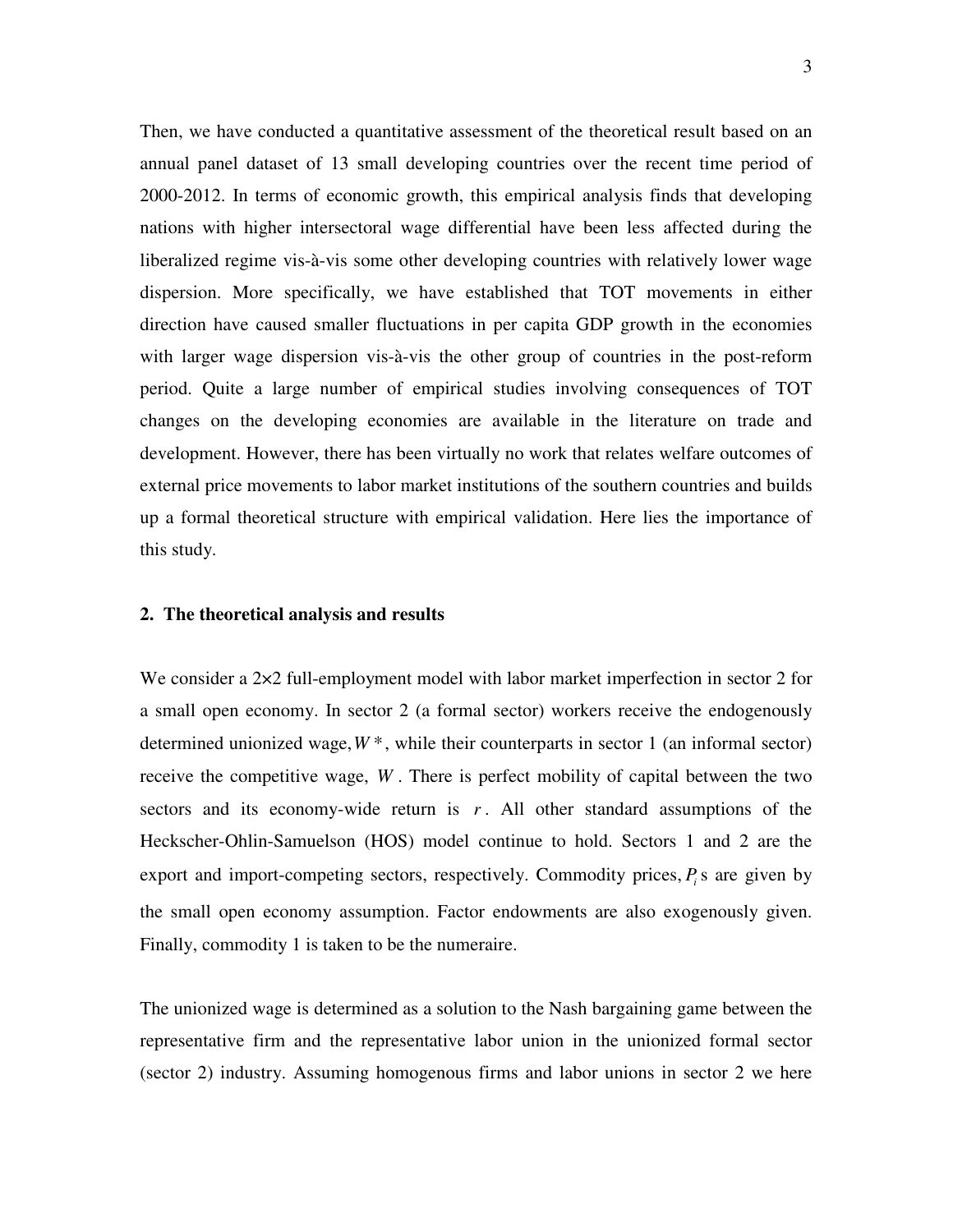Then, we have conducted a quantitative assessment of the theoretical result based on an annual panel dataset of 13 small developing countries over the recent time period of 2000-2012. In terms of economic growth, this empirical analysis finds that developing nations with higher intersectoral wage differential have been less affected during the liberalized regime vis-à-vis some other developing countries with relatively lower wage dispersion. More specifically, we have established that TOT movements in either direction have caused smaller fluctuations in per capita GDP growth in the economies with larger wage dispersion vis-à-vis the other group of countries in the post-reform period. Quite a large number of empirical studies involving consequences of TOT changes on the developing economies are available in the literature on trade and development. However, there has been virtually no work that relates welfare outcomes of external price movements to labor market institutions of the southern countries and builds up a formal theoretical structure with empirical validation. Here lies the importance of this study.

## 2. The theoretical analysis and results

We consider a 2×2 full-employment model with labor market imperfection in sector 2 for a small open economy. In sector 2 (a formal sector) workers receive the endogenously determined unionized wage, $W^*$, while their counterparts in sector 1 (an informal sector) receive the competitive wage, $W$. There is perfect mobility of capital between the two sectors and its economy-wide return is $r$. All other standard assumptions of the Heckscher-Ohlin-Samuelson (HOS) model continue to hold. Sectors 1 and 2 are the export and import-competing sectors, respectively. Commodity prices, $P_i$s are given by the small open economy assumption. Factor endowments are also exogenously given. Finally, commodity 1 is taken to be the numeraire.

The unionized wage is determined as a solution to the Nash bargaining game between the representative firm and the representative labor union in the unionized formal sector (sector 2) industry. Assuming homogenous firms and labor unions in sector 2 we here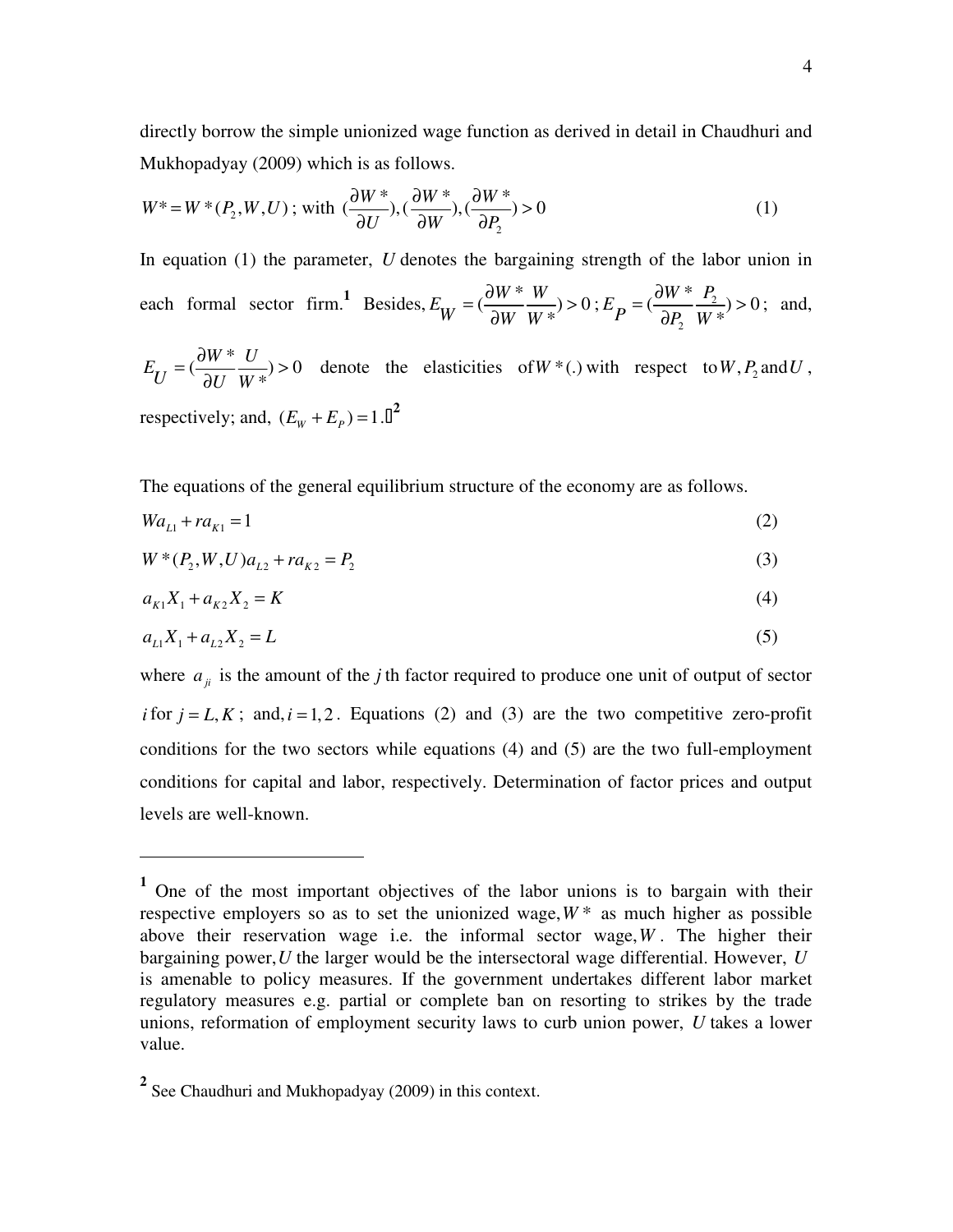directly borrow the simple unionized wage function as derived in detail in Chaudhuri and Mukhopadyay (2009) which is as follows.

$$W^* = W^*(P_2, W, U)\text{; with } (\frac{\partial W^*}{\partial U}), (\frac{\partial W^*}{\partial W}), (\frac{\partial W^*}{\partial P_2}) > 0 \tag{1}$$

In equation (1) the parameter, $U$ denotes the bargaining strength of the labor union in each formal sector firm.[1] Besides, $E_W = (\frac{\partial W^*}{\partial W}\frac{W}{W^*}) > 0$; $E_P = (\frac{\partial W^*}{\partial P_2}\frac{P_2}{W^*}) > 0$; and, $E_U = (\frac{\partial W^*}{\partial U}\frac{U}{W^*}) > 0$ denote the elasticities of $W^*(.)$ with respect to $W, P_2$ and $U$, respectively; and, $(E_W + E_P) = 1$.[2]

The equations of the general equilibrium structure of the economy are as follows.

$$Wa_{L1} + ra_{K1} = 1 \tag{2}$$

$$W^*(P_2, W, U)a_{L2} + ra_{K2} = P_2 \tag{3}$$

$$a_{K1}X_1 + a_{K2}X_2 = K \tag{4}$$

$$a_{L1}X_1 + a_{L2}X_2 = L \tag{5}$$

where $a_{ji}$ is the amount of the $j$th factor required to produce one unit of output of sector $i$ for $j = L, K$; and, $i = 1, 2$. Equations (2) and (3) are the two competitive zero-profit conditions for the two sectors while equations (4) and (5) are the two full-employment conditions for capital and labor, respectively. Determination of factor prices and output levels are well-known.

---

[1] One of the most important objectives of the labor unions is to bargain with their respective employers so as to set the unionized wage, $W^*$ as much higher as possible above their reservation wage i.e. the informal sector wage, $W$. The higher their bargaining power, $U$ the larger would be the intersectoral wage differential. However, $U$ is amenable to policy measures. If the government undertakes different labor market regulatory measures e.g. partial or complete ban on resorting to strikes by the trade unions, reformation of employment security laws to curb union power, $U$ takes a lower value.

[2] See Chaudhuri and Mukhopadyay (2009) in this context.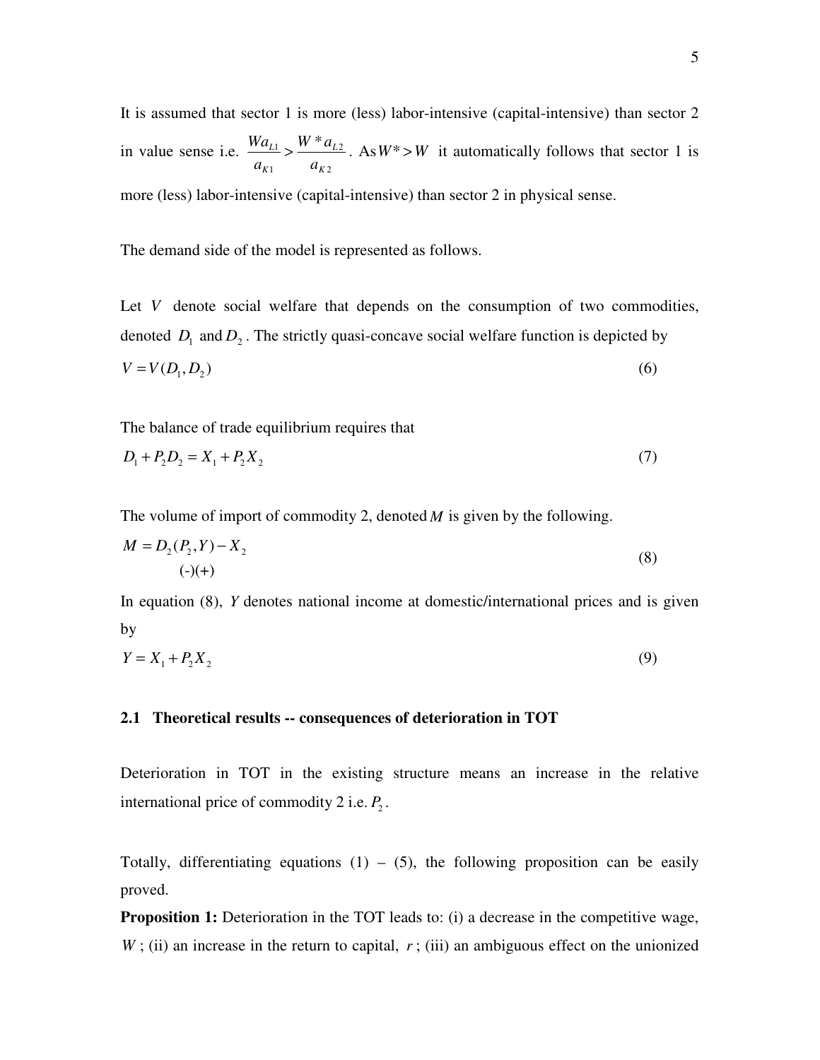It is assumed that sector 1 is more (less) labor-intensive (capital-intensive) than sector 2 in value sense i.e. $\frac{Wa_{L1}}{a_{K1}} > \frac{W^* a_{L2}}{a_{K2}}$. As $W^* > W$ it automatically follows that sector 1 is more (less) labor-intensive (capital-intensive) than sector 2 in physical sense.

The demand side of the model is represented as follows.

Let $V$ denote social welfare that depends on the consumption of two commodities, denoted $D_1$ and $D_2$. The strictly quasi-concave social welfare function is depicted by

$$V = V(D_1, D_2) \tag{6}$$

The balance of trade equilibrium requires that

$$D_1 + P_2 D_2 = X_1 + P_2 X_2 \tag{7}$$

The volume of import of commodity 2, denoted $M$ is given by the following.

$$M = \underset{(-)(+)}{D_2(P_2, Y)} - X_2 \tag{8}$$

In equation (8), $Y$ denotes national income at domestic/international prices and is given by

$$Y = X_1 + P_2 X_2 \tag{9}$$

### 2.1 Theoretical results -- consequences of deterioration in TOT

Deterioration in TOT in the existing structure means an increase in the relative international price of commodity 2 i.e. $P_2$.

Totally, differentiating equations (1) – (5), the following proposition can be easily proved.

**Proposition 1:** Deterioration in the TOT leads to: (i) a decrease in the competitive wage, $W$; (ii) an increase in the return to capital, $r$; (iii) an ambiguous effect on the unionized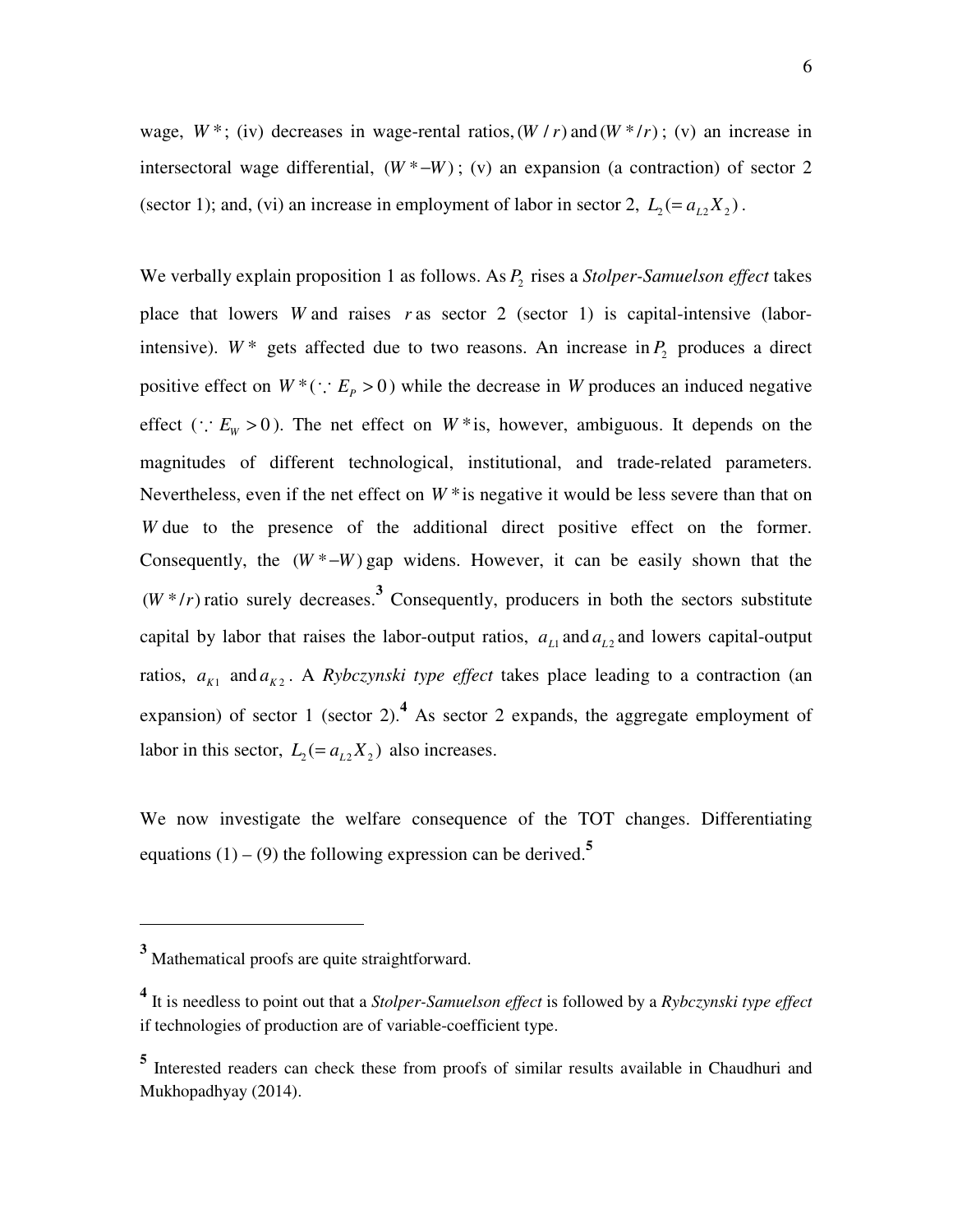wage, $W^*$; (iv) decreases in wage-rental ratios, $(W/r)$ and $(W^*/r)$; (v) an increase in intersectoral wage differential, $(W^*-W)$; (v) an expansion (a contraction) of sector 2 (sector 1); and, (vi) an increase in employment of labor in sector 2, $L_2(=a_{L2}X_2)$.

We verbally explain proposition 1 as follows. As $P_2$ rises a *Stolper-Samuelson effect* takes place that lowers $W$ and raises $r$ as sector 2 (sector 1) is capital-intensive (labor-intensive). $W^*$ gets affected due to two reasons. An increase in $P_2$ produces a direct positive effect on $W^*(\because E_P > 0)$ while the decrease in $W$ produces an induced negative effect ($\because E_W > 0$). The net effect on $W^*$ is, however, ambiguous. It depends on the magnitudes of different technological, institutional, and trade-related parameters. Nevertheless, even if the net effect on $W^*$ is negative it would be less severe than that on $W$ due to the presence of the additional direct positive effect on the former. Consequently, the $(W^*-W)$ gap widens. However, it can be easily shown that the $(W^*/r)$ ratio surely decreases.[3] Consequently, producers in both the sectors substitute capital by labor that raises the labor-output ratios, $a_{L1}$ and $a_{L2}$ and lowers capital-output ratios, $a_{K1}$ and $a_{K2}$. A *Rybczynski type effect* takes place leading to a contraction (an expansion) of sector 1 (sector 2).[4] As sector 2 expands, the aggregate employment of labor in this sector, $L_2(=a_{L2}X_2)$ also increases.

We now investigate the welfare consequence of the TOT changes. Differentiating equations (1) – (9) the following expression can be derived.[5]

---

[3] Mathematical proofs are quite straightforward.

[4] It is needless to point out that a *Stolper-Samuelson effect* is followed by a *Rybczynski type effect* if technologies of production are of variable-coefficient type.

[5] Interested readers can check these from proofs of similar results available in Chaudhuri and Mukhopadhyay (2014).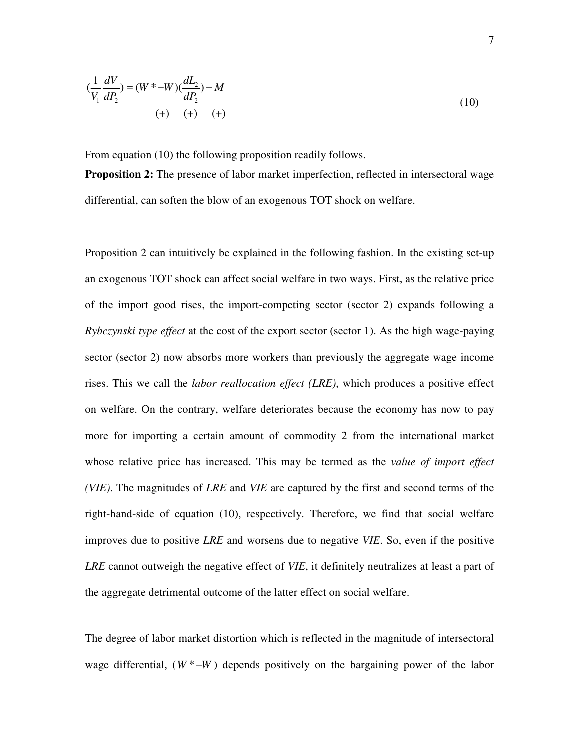$$
\left(\frac{1}{V_1}\frac{dV}{dP_2}\right) = \underset{(+)}{(W^* - W)} \underset{(+)}{\left(\frac{dL_2}{dP_2}\right)} - \underset{(+)}{M} \tag{10}
$$

From equation (10) the following proposition readily follows.

**Proposition 2:** The presence of labor market imperfection, reflected in intersectoral wage differential, can soften the blow of an exogenous TOT shock on welfare.

Proposition 2 can intuitively be explained in the following fashion. In the existing set-up an exogenous TOT shock can affect social welfare in two ways. First, as the relative price of the import good rises, the import-competing sector (sector 2) expands following a *Rybczynski type effect* at the cost of the export sector (sector 1). As the high wage-paying sector (sector 2) now absorbs more workers than previously the aggregate wage income rises. This we call the *labor reallocation effect (LRE)*, which produces a positive effect on welfare. On the contrary, welfare deteriorates because the economy has now to pay more for importing a certain amount of commodity 2 from the international market whose relative price has increased. This may be termed as the *value of import effect (VIE)*. The magnitudes of *LRE* and *VIE* are captured by the first and second terms of the right-hand-side of equation (10), respectively. Therefore, we find that social welfare improves due to positive *LRE* and worsens due to negative *VIE*. So, even if the positive *LRE* cannot outweigh the negative effect of *VIE*, it definitely neutralizes at least a part of the aggregate detrimental outcome of the latter effect on social welfare.

The degree of labor market distortion which is reflected in the magnitude of intersectoral wage differential, $(W^* - W)$ depends positively on the bargaining power of the labor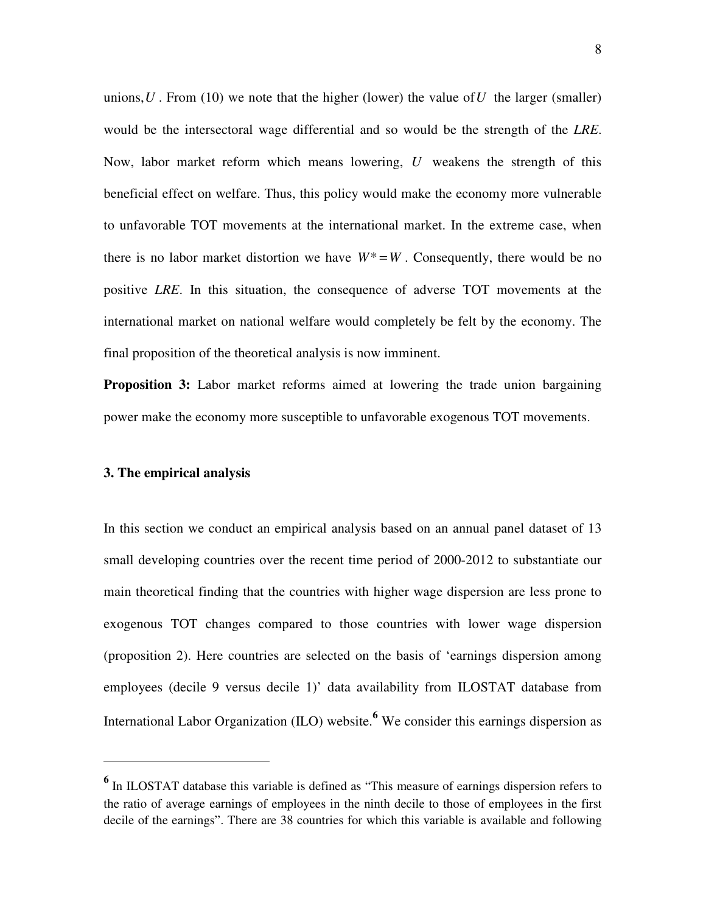unions, $U$. From (10) we note that the higher (lower) the value of $U$ the larger (smaller) would be the intersectoral wage differential and so would be the strength of the *LRE*. Now, labor market reform which means lowering, $U$ weakens the strength of this beneficial effect on welfare. Thus, this policy would make the economy more vulnerable to unfavorable TOT movements at the international market. In the extreme case, when there is no labor market distortion we have $W^* = W$. Consequently, there would be no positive *LRE*. In this situation, the consequence of adverse TOT movements at the international market on national welfare would completely be felt by the economy. The final proposition of the theoretical analysis is now imminent.

**Proposition 3:** Labor market reforms aimed at lowering the trade union bargaining power make the economy more susceptible to unfavorable exogenous TOT movements.

### 3. The empirical analysis

In this section we conduct an empirical analysis based on an annual panel dataset of 13 small developing countries over the recent time period of 2000-2012 to substantiate our main theoretical finding that the countries with higher wage dispersion are less prone to exogenous TOT changes compared to those countries with lower wage dispersion (proposition 2). Here countries are selected on the basis of 'earnings dispersion among employees (decile 9 versus decile 1)' data availability from ILOSTAT database from International Labor Organization (ILO) website.[6] We consider this earnings dispersion as

---

[6] In ILOSTAT database this variable is defined as "This measure of earnings dispersion refers to the ratio of average earnings of employees in the ninth decile to those of employees in the first decile of the earnings". There are 38 countries for which this variable is available and following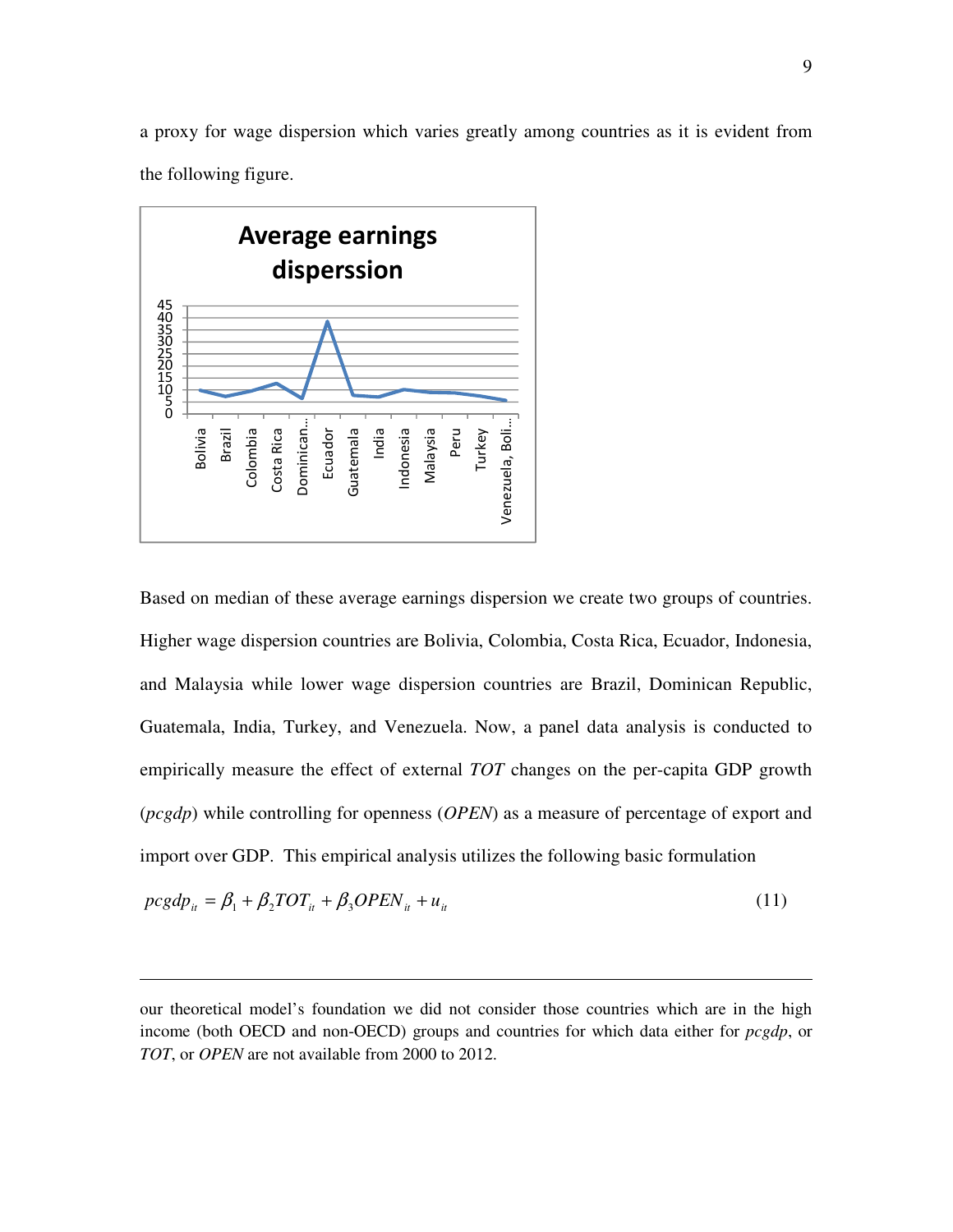a proxy for wage dispersion which varies greatly among countries as it is evident from the following figure.

Based on median of these average earnings dispersion we create two groups of countries. Higher wage dispersion countries are Bolivia, Colombia, Costa Rica, Ecuador, Indonesia, and Malaysia while lower wage dispersion countries are Brazil, Dominican Republic, Guatemala, India, Turkey, and Venezuela. Now, a panel data analysis is conducted to empirically measure the effect of external *TOT* changes on the per-capita GDP growth (*pcgdp*) while controlling for openness (*OPEN*) as a measure of percentage of export and import over GDP. This empirical analysis utilizes the following basic formulation

$$pcgdp_{it} = \beta_1 + \beta_2 TOT_{it} + \beta_3 OPEN_{it} + u_{it} \tag{11}$$

---

our theoretical model's foundation we did not consider those countries which are in the high income (both OECD and non-OECD) groups and countries for which data either for *pcgdp*, or *TOT*, or *OPEN* are not available from 2000 to 2012.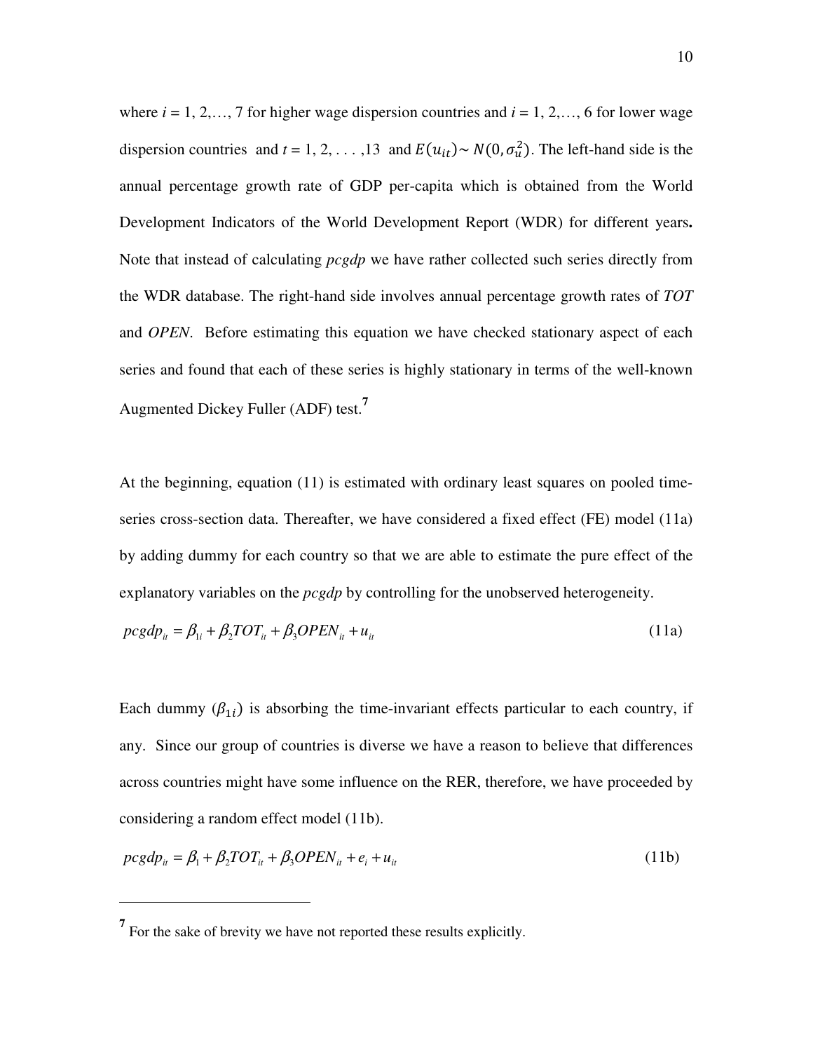where $i$ = 1, 2,…, 7 for higher wage dispersion countries and $i$ = 1, 2,…, 6 for lower wage dispersion countries and $t$ = 1, 2, . . . ,13 and $E(u_{it}) \sim N(0, \sigma_u^2)$. The left-hand side is the annual percentage growth rate of GDP per-capita which is obtained from the World Development Indicators of the World Development Report (WDR) for different years**.** Note that instead of calculating *pcgdp* we have rather collected such series directly from the WDR database. The right-hand side involves annual percentage growth rates of *TOT* and *OPEN*. Before estimating this equation we have checked stationary aspect of each series and found that each of these series is highly stationary in terms of the well-known Augmented Dickey Fuller (ADF) test.[7]

At the beginning, equation (11) is estimated with ordinary least squares on pooled time-series cross-section data. Thereafter, we have considered a fixed effect (FE) model (11a) by adding dummy for each country so that we are able to estimate the pure effect of the explanatory variables on the *pcgdp* by controlling for the unobserved heterogeneity.

$$pcgdp_{it} = \beta_{1i} + \beta_2 TOT_{it} + \beta_3 OPEN_{it} + u_{it} \tag{11a}$$

Each dummy ($\beta_{1i}$) is absorbing the time-invariant effects particular to each country, if any. Since our group of countries is diverse we have a reason to believe that differences across countries might have some influence on the RER, therefore, we have proceeded by considering a random effect model (11b).

$$pcgdp_{it} = \beta_1 + \beta_2 TOT_{it} + \beta_3 OPEN_{it} + e_i + u_{it} \tag{11b}$$

---

[7] For the sake of brevity we have not reported these results explicitly.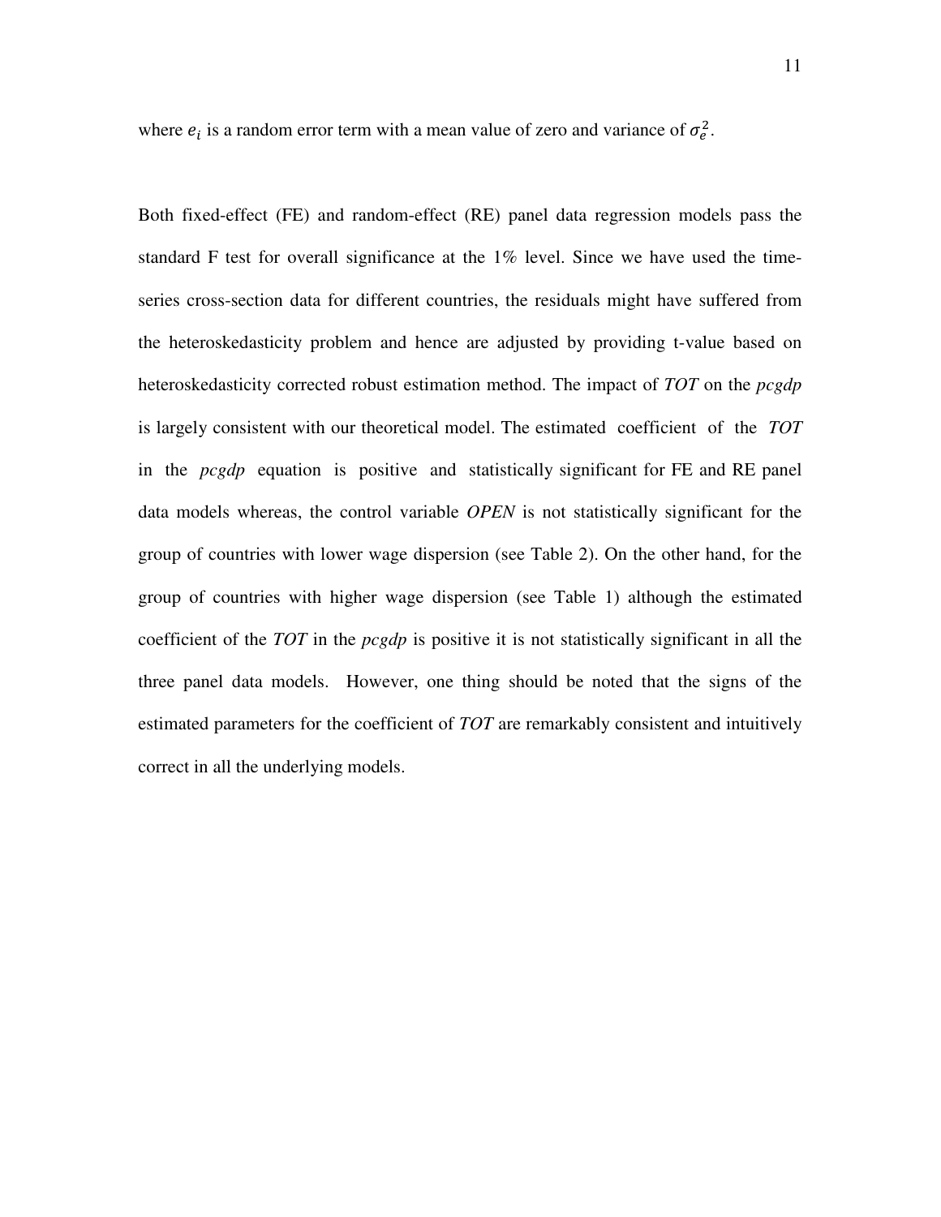where $e_i$ is a random error term with a mean value of zero and variance of $\sigma_e^2$.

Both fixed-effect (FE) and random-effect (RE) panel data regression models pass the standard F test for overall significance at the 1% level. Since we have used the time-series cross-section data for different countries, the residuals might have suffered from the heteroskedasticity problem and hence are adjusted by providing t-value based on heteroskedasticity corrected robust estimation method. The impact of *TOT* on the *pcgdp* is largely consistent with our theoretical model. The estimated coefficient of the *TOT* in the *pcgdp* equation is positive and statistically significant for FE and RE panel data models whereas, the control variable *OPEN* is not statistically significant for the group of countries with lower wage dispersion (see Table 2). On the other hand, for the group of countries with higher wage dispersion (see Table 1) although the estimated coefficient of the *TOT* in the *pcgdp* is positive it is not statistically significant in all the three panel data models. However, one thing should be noted that the signs of the estimated parameters for the coefficient of *TOT* are remarkably consistent and intuitively correct in all the underlying models.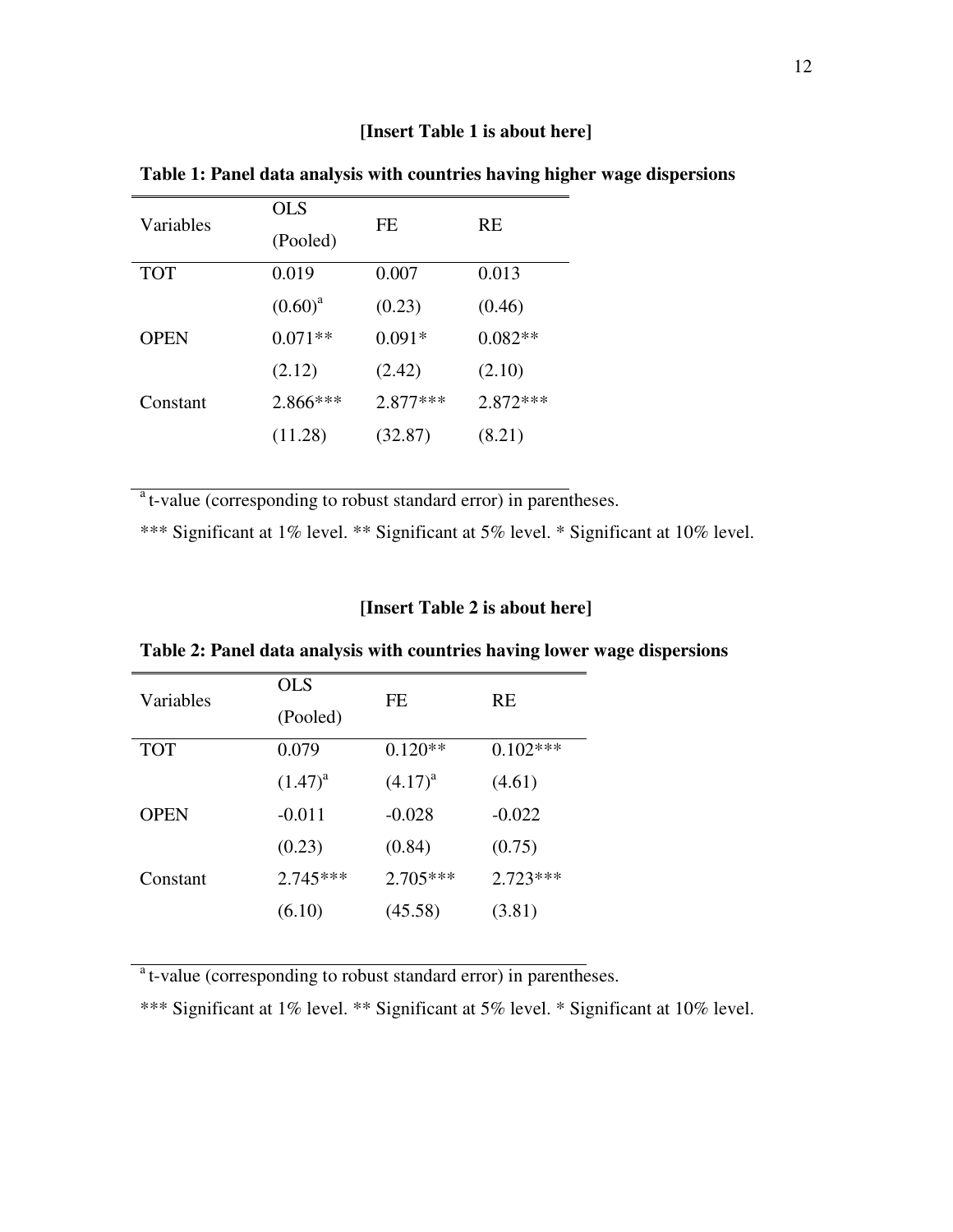**[Insert Table 1 is about here]**

**Table 1: Panel data analysis with countries having higher wage dispersions**

| Variables | OLS (Pooled) | FE | RE |
|---|---|---|---|
| TOT | 0.019 | 0.007 | 0.013 |
| | (0.60)[a] | (0.23) | (0.46) |
| OPEN | 0.071** | 0.091* | 0.082** |
| | (2.12) | (2.42) | (2.10) |
| Constant | 2.866*** | 2.877*** | 2.872*** |
| | (11.28) | (32.87) | (8.21) |

[a] t-value (corresponding to robust standard error) in parentheses.

*** Significant at 1% level. ** Significant at 5% level. * Significant at 10% level.

**[Insert Table 2 is about here]**

**Table 2: Panel data analysis with countries having lower wage dispersions**

| Variables | OLS (Pooled) | FE | RE |
|---|---|---|---|
| TOT | 0.079 | 0.120** | 0.102*** |
| | (1.47)[a] | (4.17)[a] | (4.61) |
| OPEN | -0.011 | -0.028 | -0.022 |
| | (0.23) | (0.84) | (0.75) |
| Constant | 2.745*** | 2.705*** | 2.723*** |
| | (6.10) | (45.58) | (3.81) |

[a] t-value (corresponding to robust standard error) in parentheses.

*** Significant at 1% level. ** Significant at 5% level. * Significant at 10% level.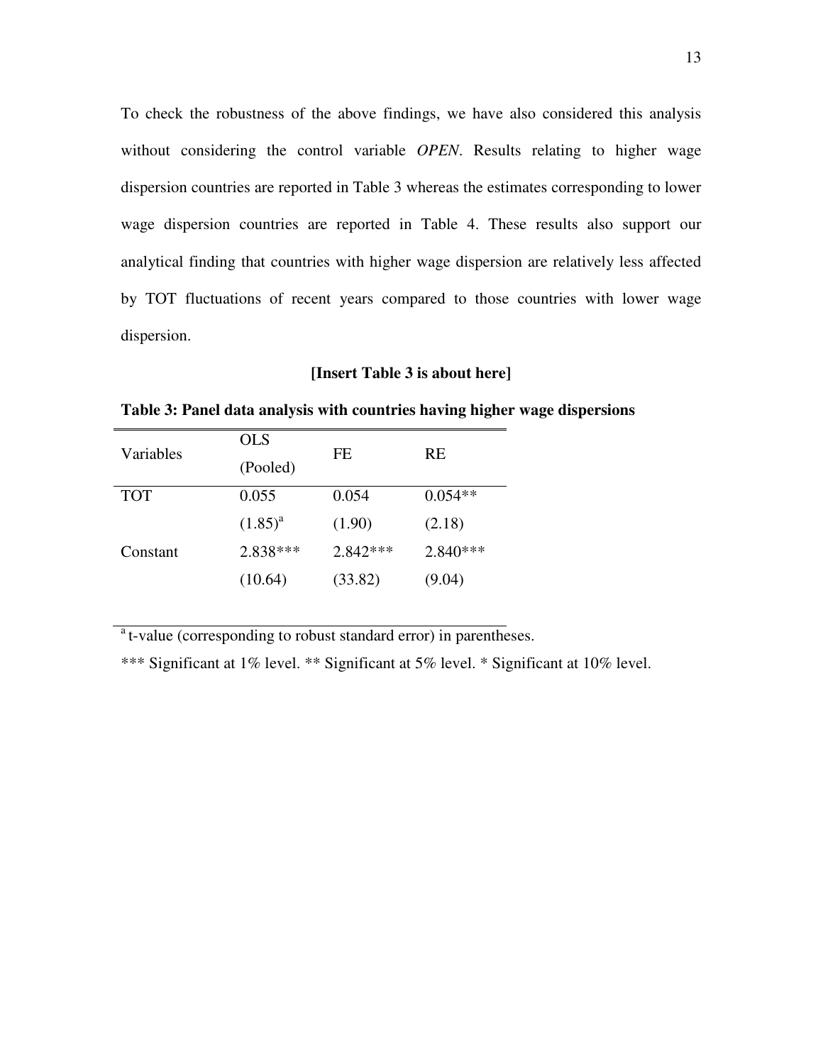To check the robustness of the above findings, we have also considered this analysis without considering the control variable *OPEN*. Results relating to higher wage dispersion countries are reported in Table 3 whereas the estimates corresponding to lower wage dispersion countries are reported in Table 4. These results also support our analytical finding that countries with higher wage dispersion are relatively less affected by TOT fluctuations of recent years compared to those countries with lower wage dispersion.

**[Insert Table 3 is about here]**

**Table 3: Panel data analysis with countries having higher wage dispersions**

| Variables | OLS (Pooled) | FE | RE |
|---|---|---|---|
| TOT | 0.055 | 0.054 | 0.054** |
| | (1.85)[a] | (1.90) | (2.18) |
| Constant | 2.838*** | 2.842*** | 2.840*** |
| | (10.64) | (33.82) | (9.04) |

[a] t-value (corresponding to robust standard error) in parentheses.

*** Significant at 1% level. ** Significant at 5% level. * Significant at 10% level.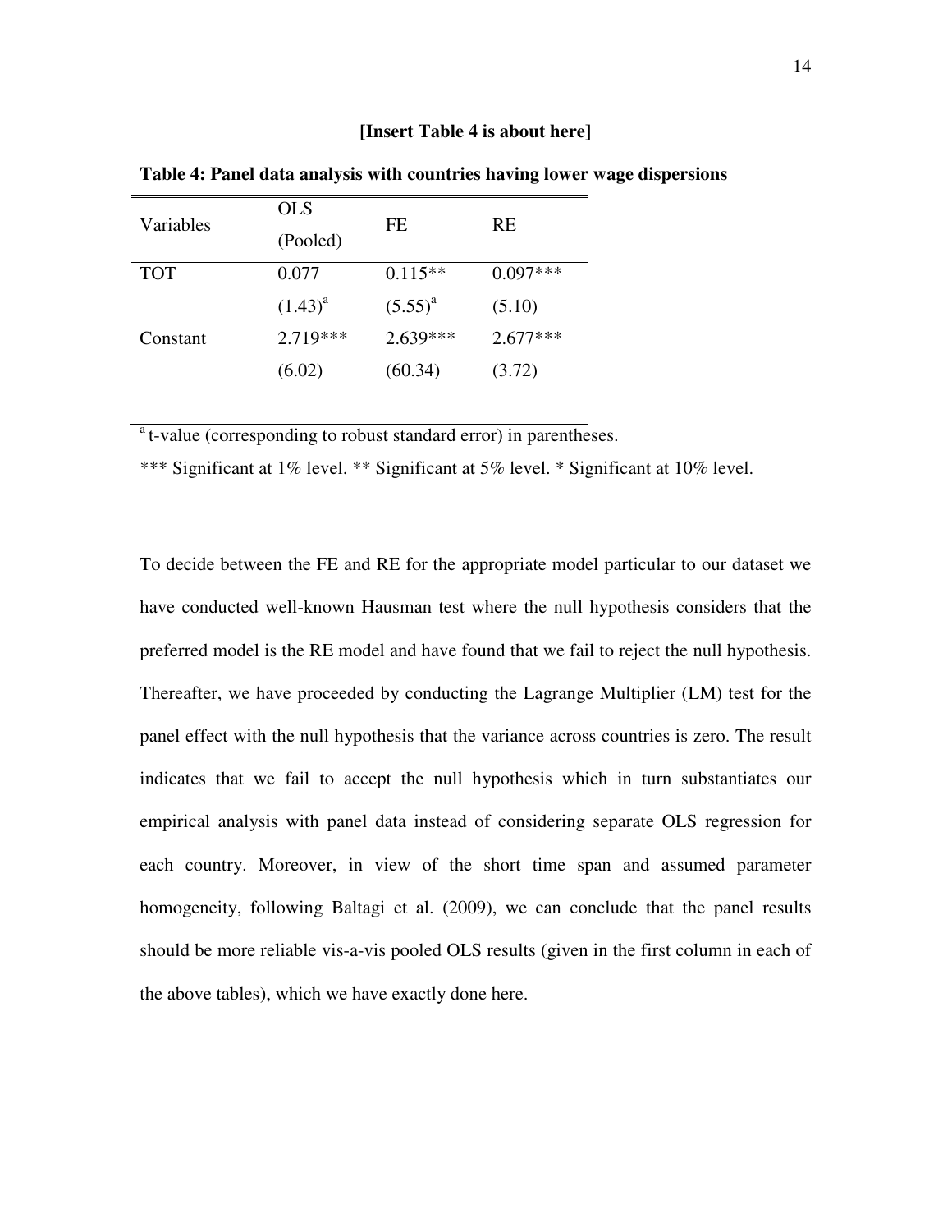**[Insert Table 4 is about here]**

**Table 4: Panel data analysis with countries having lower wage dispersions**

| Variables | OLS (Pooled) | FE | RE |
|---|---|---|---|
| TOT | 0.077 | 0.115** | 0.097*** |
| | (1.43)[a] | (5.55)[a] | (5.10) |
| Constant | 2.719*** | 2.639*** | 2.677*** |
| | (6.02) | (60.34) | (3.72) |

[a] t-value (corresponding to robust standard error) in parentheses.

*** Significant at 1% level. ** Significant at 5% level. * Significant at 10% level.

To decide between the FE and RE for the appropriate model particular to our dataset we have conducted well-known Hausman test where the null hypothesis considers that the preferred model is the RE model and have found that we fail to reject the null hypothesis. Thereafter, we have proceeded by conducting the Lagrange Multiplier (LM) test for the panel effect with the null hypothesis that the variance across countries is zero. The result indicates that we fail to accept the null hypothesis which in turn substantiates our empirical analysis with panel data instead of considering separate OLS regression for each country. Moreover, in view of the short time span and assumed parameter homogeneity, following Baltagi et al. (2009), we can conclude that the panel results should be more reliable vis-a-vis pooled OLS results (given in the first column in each of the above tables), which we have exactly done here.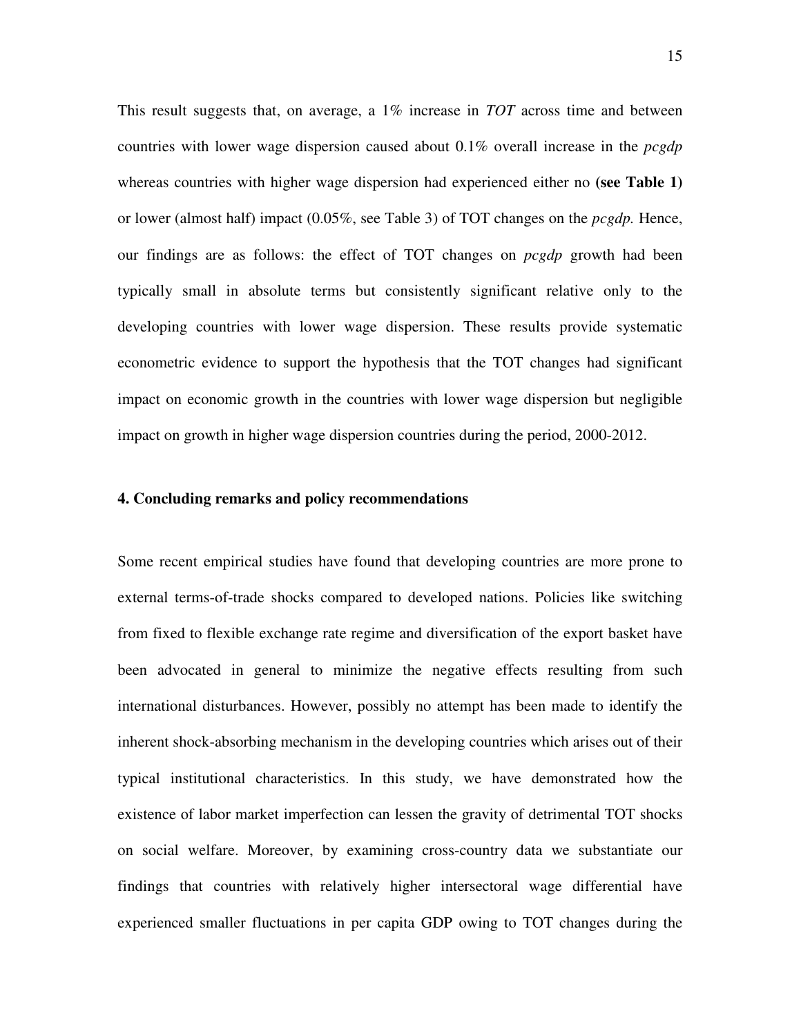This result suggests that, on average, a 1% increase in *TOT* across time and between countries with lower wage dispersion caused about 0.1% overall increase in the *pcgdp* whereas countries with higher wage dispersion had experienced either no **(see Table 1)** or lower (almost half) impact (0.05%, see Table 3) of TOT changes on the *pcgdp.* Hence, our findings are as follows: the effect of TOT changes on *pcgdp* growth had been typically small in absolute terms but consistently significant relative only to the developing countries with lower wage dispersion. These results provide systematic econometric evidence to support the hypothesis that the TOT changes had significant impact on economic growth in the countries with lower wage dispersion but negligible impact on growth in higher wage dispersion countries during the period, 2000-2012.

## 4. Concluding remarks and policy recommendations

Some recent empirical studies have found that developing countries are more prone to external terms-of-trade shocks compared to developed nations. Policies like switching from fixed to flexible exchange rate regime and diversification of the export basket have been advocated in general to minimize the negative effects resulting from such international disturbances. However, possibly no attempt has been made to identify the inherent shock-absorbing mechanism in the developing countries which arises out of their typical institutional characteristics. In this study, we have demonstrated how the existence of labor market imperfection can lessen the gravity of detrimental TOT shocks on social welfare. Moreover, by examining cross-country data we substantiate our findings that countries with relatively higher intersectoral wage differential have experienced smaller fluctuations in per capita GDP owing to TOT changes during the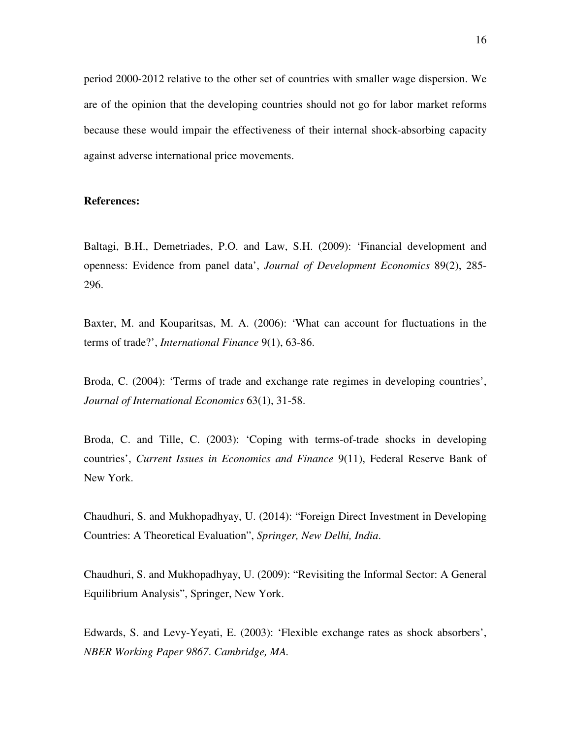period 2000-2012 relative to the other set of countries with smaller wage dispersion. We are of the opinion that the developing countries should not go for labor market reforms because these would impair the effectiveness of their internal shock-absorbing capacity against adverse international price movements.

**References:**

Baltagi, B.H., Demetriades, P.O. and Law, S.H. (2009): 'Financial development and openness: Evidence from panel data', *Journal of Development Economics* 89(2), 285-296.

Baxter, M. and Kouparitsas, M. A. (2006): 'What can account for fluctuations in the terms of trade?', *International Finance* 9(1), 63-86.

Broda, C. (2004): 'Terms of trade and exchange rate regimes in developing countries', *Journal of International Economics* 63(1), 31-58.

Broda, C. and Tille, C. (2003): 'Coping with terms-of-trade shocks in developing countries', *Current Issues in Economics and Finance* 9(11), Federal Reserve Bank of New York.

Chaudhuri, S. and Mukhopadhyay, U. (2014): "Foreign Direct Investment in Developing Countries: A Theoretical Evaluation", *Springer, New Delhi, India*.

Chaudhuri, S. and Mukhopadhyay, U. (2009): "Revisiting the Informal Sector: A General Equilibrium Analysis", Springer, New York.

Edwards, S. and Levy-Yeyati, E. (2003): 'Flexible exchange rates as shock absorbers', *NBER Working Paper 9867*. *Cambridge, MA.*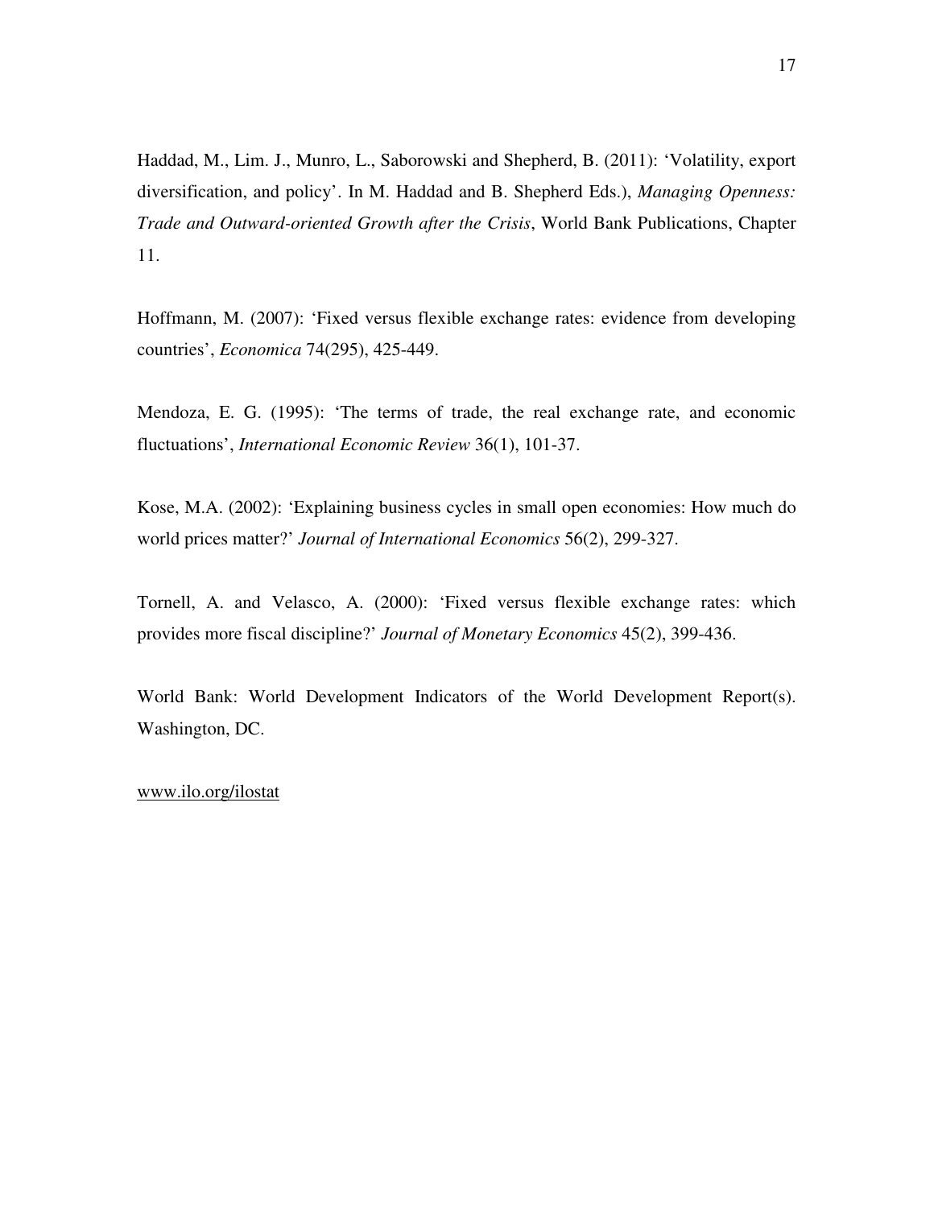Haddad, M., Lim. J., Munro, L., Saborowski and Shepherd, B. (2011): 'Volatility, export diversification, and policy'. In M. Haddad and B. Shepherd Eds.), *Managing Openness: Trade and Outward-oriented Growth after the Crisis*, World Bank Publications, Chapter 11.

Hoffmann, M. (2007): 'Fixed versus flexible exchange rates: evidence from developing countries', *Economica* 74(295), 425-449.

Mendoza, E. G. (1995): 'The terms of trade, the real exchange rate, and economic fluctuations', *International Economic Review* 36(1), 101-37.

Kose, M.A. (2002): 'Explaining business cycles in small open economies: How much do world prices matter?' *Journal of International Economics* 56(2), 299-327.

Tornell, A. and Velasco, A. (2000): 'Fixed versus flexible exchange rates: which provides more fiscal discipline?' *Journal of Monetary Economics* 45(2), 399-436.

World Bank: World Development Indicators of the World Development Report(s). Washington, DC.

www.ilo.org/ilostat